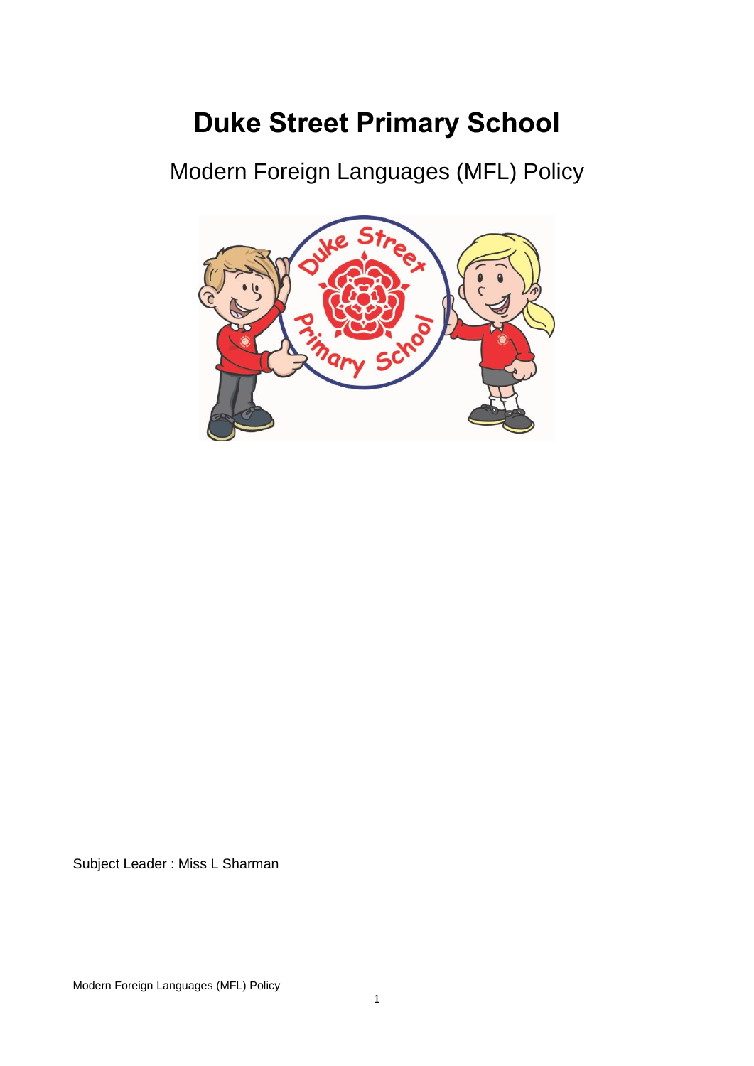# Duke Street Primary School

## Modern Foreign Languages (MFL) Policy

Subject Leader : Miss L Sharman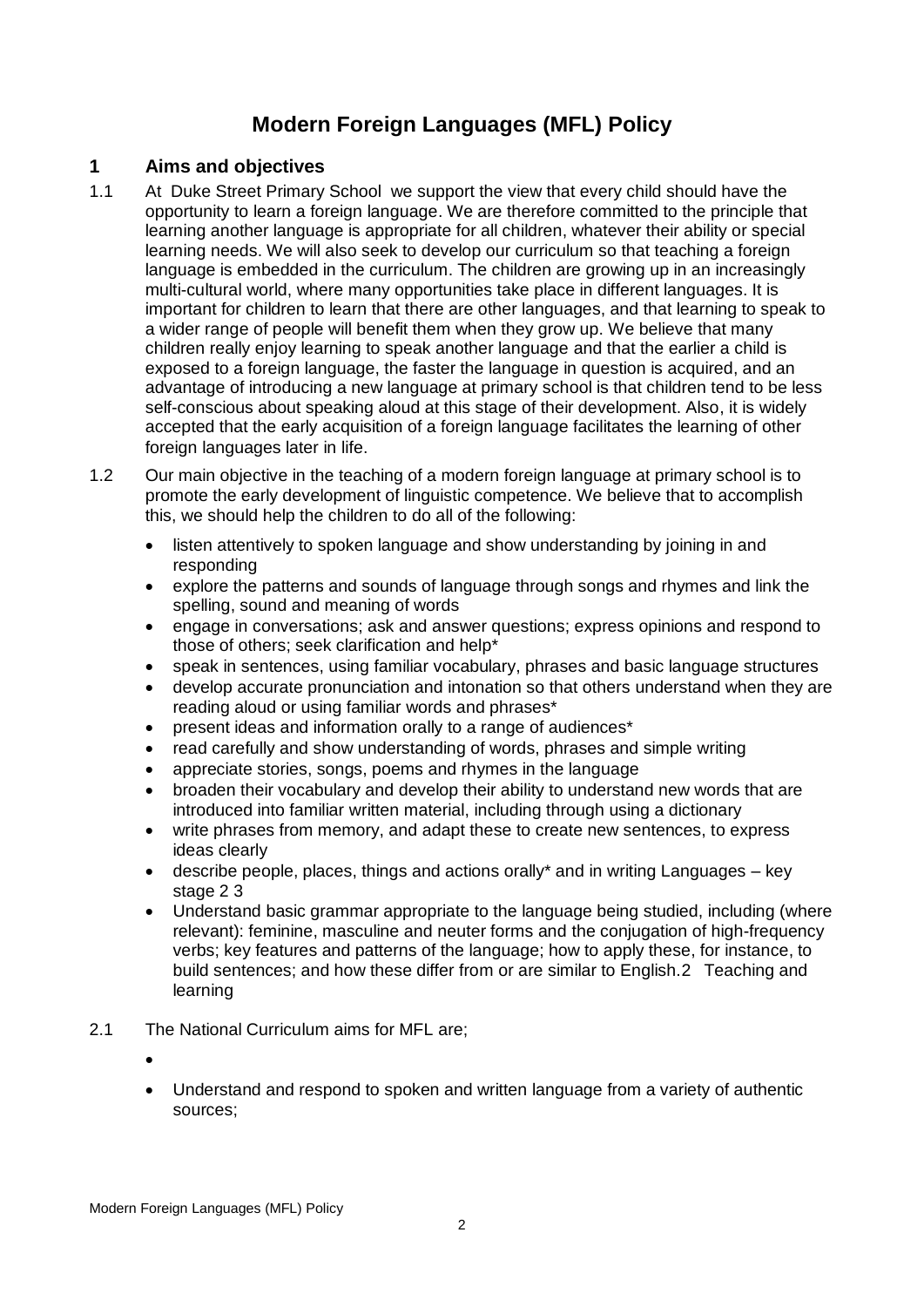# Modern Foreign Languages (MFL) Policy

## 1 Aims and objectives

1.1 At Duke Street Primary School we support the view that every child should have the opportunity to learn a foreign language. We are therefore committed to the principle that learning another language is appropriate for all children, whatever their ability or special learning needs. We will also seek to develop our curriculum so that teaching a foreign language is embedded in the curriculum. The children are growing up in an increasingly multi-cultural world, where many opportunities take place in different languages. It is important for children to learn that there are other languages, and that learning to speak to a wider range of people will benefit them when they grow up. We believe that many children really enjoy learning to speak another language and that the earlier a child is exposed to a foreign language, the faster the language in question is acquired, and an advantage of introducing a new language at primary school is that children tend to be less self-conscious about speaking aloud at this stage of their development. Also, it is widely accepted that the early acquisition of a foreign language facilitates the learning of other foreign languages later in life.

1.2 Our main objective in the teaching of a modern foreign language at primary school is to promote the early development of linguistic competence. We believe that to accomplish this, we should help the children to do all of the following:

- listen attentively to spoken language and show understanding by joining in and responding
- explore the patterns and sounds of language through songs and rhymes and link the spelling, sound and meaning of words
- engage in conversations; ask and answer questions; express opinions and respond to those of others; seek clarification and help*
- speak in sentences, using familiar vocabulary, phrases and basic language structures
- develop accurate pronunciation and intonation so that others understand when they are reading aloud or using familiar words and phrases*
- present ideas and information orally to a range of audiences*
- read carefully and show understanding of words, phrases and simple writing
- appreciate stories, songs, poems and rhymes in the language
- broaden their vocabulary and develop their ability to understand new words that are introduced into familiar written material, including through using a dictionary
- write phrases from memory, and adapt these to create new sentences, to express ideas clearly
- describe people, places, things and actions orally* and in writing Languages – key stage 2 3
- Understand basic grammar appropriate to the language being studied, including (where relevant): feminine, masculine and neuter forms and the conjugation of high-frequency verbs; key features and patterns of the language; how to apply these, for instance, to build sentences; and how these differ from or are similar to English.2 Teaching and learning

2.1 The National Curriculum aims for MFL are;

- 
- Understand and respond to spoken and written language from a variety of authentic sources;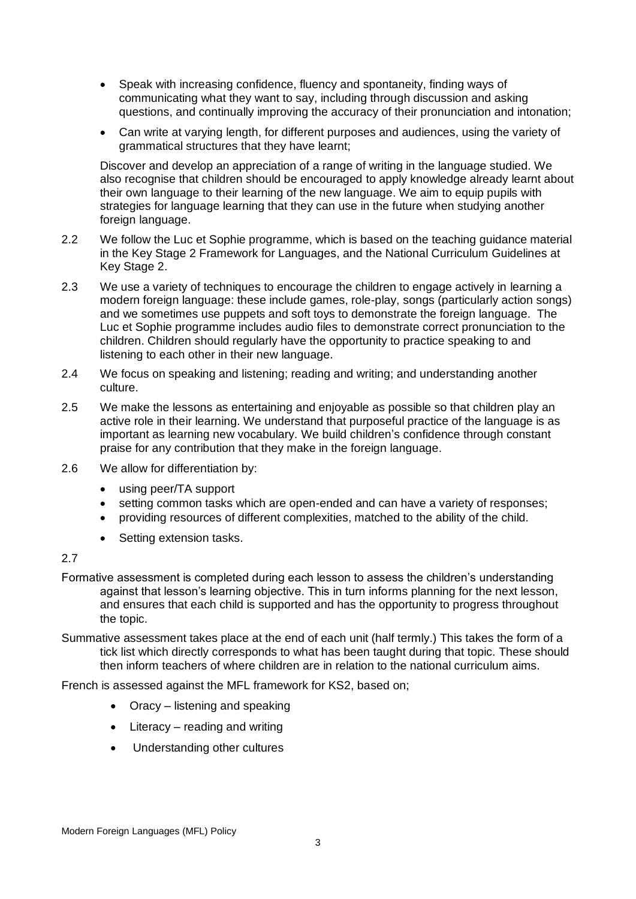- Speak with increasing confidence, fluency and spontaneity, finding ways of communicating what they want to say, including through discussion and asking questions, and continually improving the accuracy of their pronunciation and intonation;
- Can write at varying length, for different purposes and audiences, using the variety of grammatical structures that they have learnt;

Discover and develop an appreciation of a range of writing in the language studied. We also recognise that children should be encouraged to apply knowledge already learnt about their own language to their learning of the new language. We aim to equip pupils with strategies for language learning that they can use in the future when studying another foreign language.

2.2 We follow the Luc et Sophie programme, which is based on the teaching guidance material in the Key Stage 2 Framework for Languages, and the National Curriculum Guidelines at Key Stage 2.

2.3 We use a variety of techniques to encourage the children to engage actively in learning a modern foreign language: these include games, role-play, songs (particularly action songs) and we sometimes use puppets and soft toys to demonstrate the foreign language. The Luc et Sophie programme includes audio files to demonstrate correct pronunciation to the children. Children should regularly have the opportunity to practice speaking to and listening to each other in their new language.

2.4 We focus on speaking and listening; reading and writing; and understanding another culture.

2.5 We make the lessons as entertaining and enjoyable as possible so that children play an active role in their learning. We understand that purposeful practice of the language is as important as learning new vocabulary. We build children's confidence through constant praise for any contribution that they make in the foreign language.

2.6 We allow for differentiation by:

- using peer/TA support
- setting common tasks which are open-ended and can have a variety of responses;
- providing resources of different complexities, matched to the ability of the child.
- Setting extension tasks.

2.7

Formative assessment is completed during each lesson to assess the children's understanding against that lesson's learning objective. This in turn informs planning for the next lesson, and ensures that each child is supported and has the opportunity to progress throughout the topic.

Summative assessment takes place at the end of each unit (half termly.) This takes the form of a tick list which directly corresponds to what has been taught during that topic. These should then inform teachers of where children are in relation to the national curriculum aims.

French is assessed against the MFL framework for KS2, based on;

- Oracy – listening and speaking
- Literacy – reading and writing
- Understanding other cultures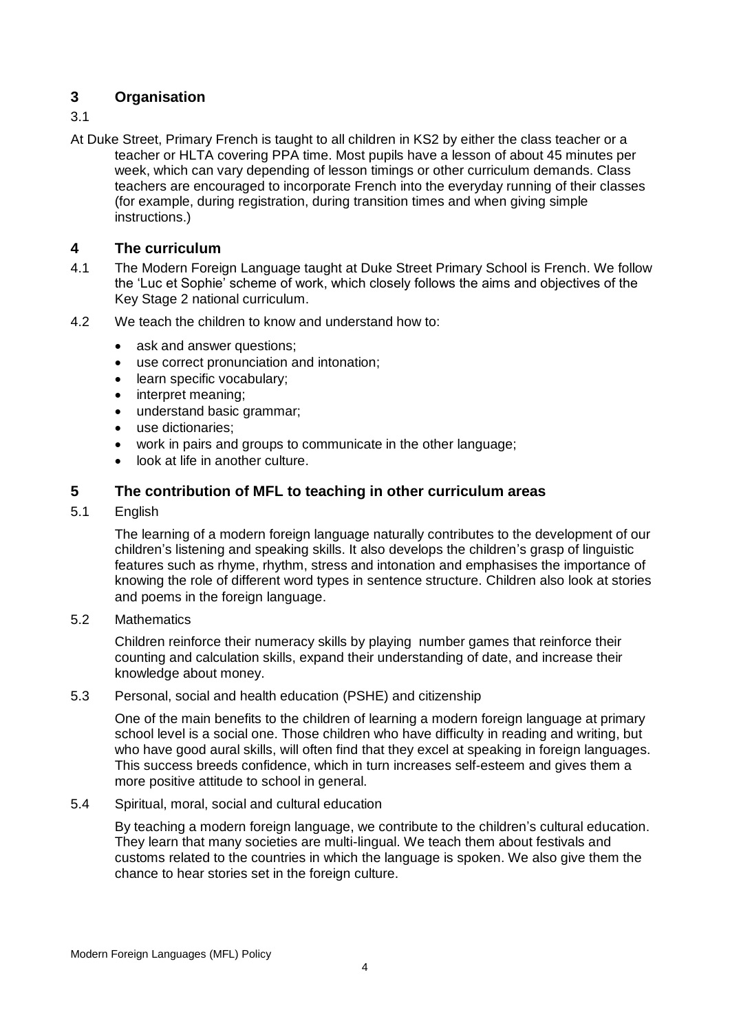## 3 Organisation

3.1

At Duke Street, Primary French is taught to all children in KS2 by either the class teacher or a teacher or HLTA covering PPA time. Most pupils have a lesson of about 45 minutes per week, which can vary depending of lesson timings or other curriculum demands. Class teachers are encouraged to incorporate French into the everyday running of their classes (for example, during registration, during transition times and when giving simple instructions.)

## 4 The curriculum

4.1 The Modern Foreign Language taught at Duke Street Primary School is French. We follow the 'Luc et Sophie' scheme of work, which closely follows the aims and objectives of the Key Stage 2 national curriculum.

4.2 We teach the children to know and understand how to:

- ask and answer questions;
- use correct pronunciation and intonation;
- learn specific vocabulary;
- interpret meaning;
- understand basic grammar;
- use dictionaries;
- work in pairs and groups to communicate in the other language;
- look at life in another culture.

## 5 The contribution of MFL to teaching in other curriculum areas

5.1 English

The learning of a modern foreign language naturally contributes to the development of our children's listening and speaking skills. It also develops the children's grasp of linguistic features such as rhyme, rhythm, stress and intonation and emphasises the importance of knowing the role of different word types in sentence structure. Children also look at stories and poems in the foreign language.

5.2 Mathematics

Children reinforce their numeracy skills by playing number games that reinforce their counting and calculation skills, expand their understanding of date, and increase their knowledge about money.

5.3 Personal, social and health education (PSHE) and citizenship

One of the main benefits to the children of learning a modern foreign language at primary school level is a social one. Those children who have difficulty in reading and writing, but who have good aural skills, will often find that they excel at speaking in foreign languages. This success breeds confidence, which in turn increases self-esteem and gives them a more positive attitude to school in general.

5.4 Spiritual, moral, social and cultural education

By teaching a modern foreign language, we contribute to the children's cultural education. They learn that many societies are multi-lingual. We teach them about festivals and customs related to the countries in which the language is spoken. We also give them the chance to hear stories set in the foreign culture.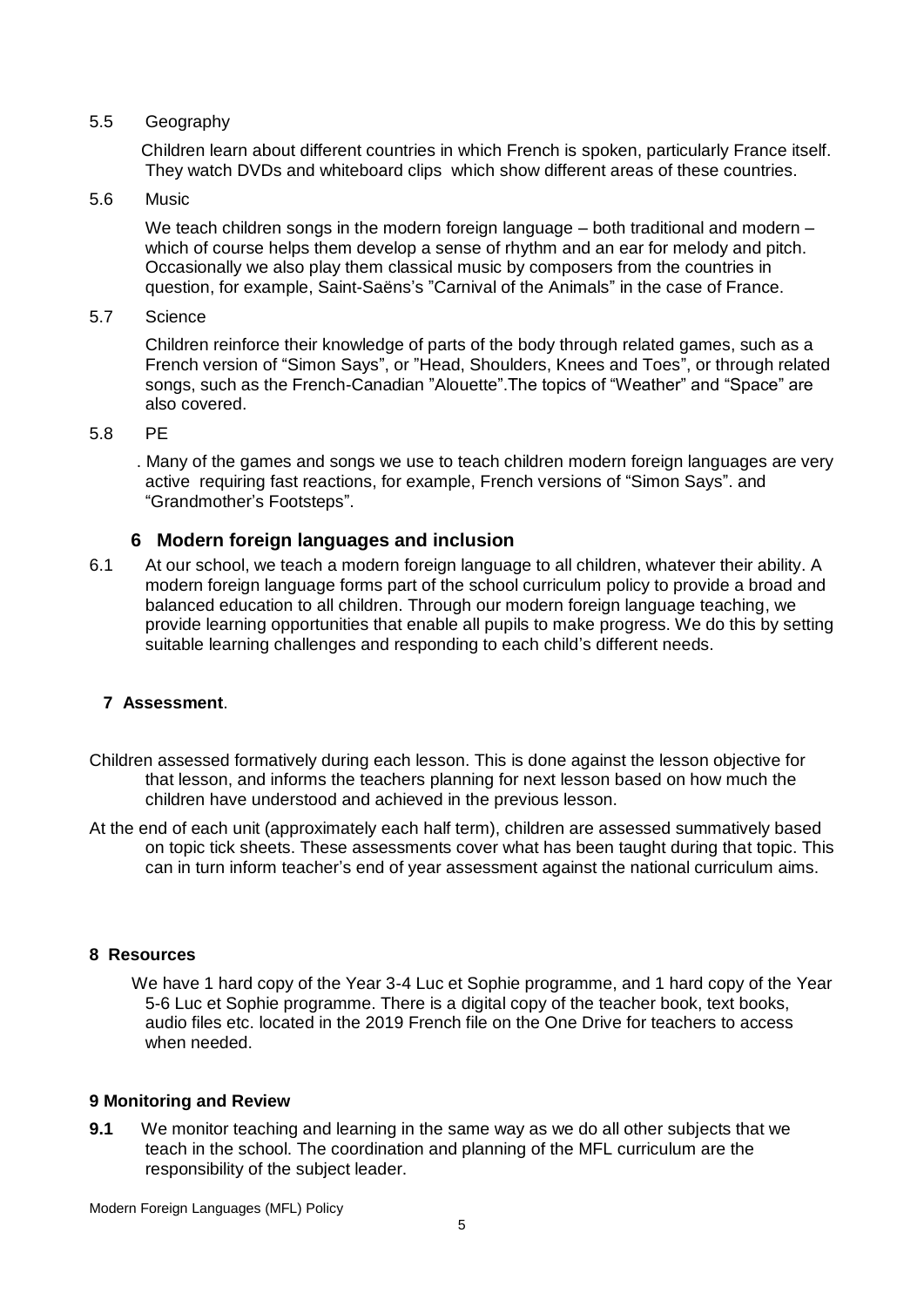5.5 Geography

Children learn about different countries in which French is spoken, particularly France itself. They watch DVDs and whiteboard clips which show different areas of these countries.

5.6 Music

We teach children songs in the modern foreign language – both traditional and modern – which of course helps them develop a sense of rhythm and an ear for melody and pitch. Occasionally we also play them classical music by composers from the countries in question, for example, Saint-Saëns's "Carnival of the Animals" in the case of France.

5.7 Science

Children reinforce their knowledge of parts of the body through related games, such as a French version of "Simon Says", or "Head, Shoulders, Knees and Toes", or through related songs, such as the French-Canadian "Alouette".The topics of "Weather" and "Space" are also covered.

5.8 PE

. Many of the games and songs we use to teach children modern foreign languages are very active requiring fast reactions, for example, French versions of "Simon Says". and "Grandmother's Footsteps".

## 6 Modern foreign languages and inclusion

6.1 At our school, we teach a modern foreign language to all children, whatever their ability. A modern foreign language forms part of the school curriculum policy to provide a broad and balanced education to all children. Through our modern foreign language teaching, we provide learning opportunities that enable all pupils to make progress. We do this by setting suitable learning challenges and responding to each child's different needs.

## 7 Assessment.

Children assessed formatively during each lesson. This is done against the lesson objective for that lesson, and informs the teachers planning for next lesson based on how much the children have understood and achieved in the previous lesson.

At the end of each unit (approximately each half term), children are assessed summatively based on topic tick sheets. These assessments cover what has been taught during that topic. This can in turn inform teacher's end of year assessment against the national curriculum aims.

## 8 Resources

We have 1 hard copy of the Year 3-4 Luc et Sophie programme, and 1 hard copy of the Year 5-6 Luc et Sophie programme. There is a digital copy of the teacher book, text books, audio files etc. located in the 2019 French file on the One Drive for teachers to access when needed.

## 9 Monitoring and Review

**9.1** We monitor teaching and learning in the same way as we do all other subjects that we teach in the school. The coordination and planning of the MFL curriculum are the responsibility of the subject leader.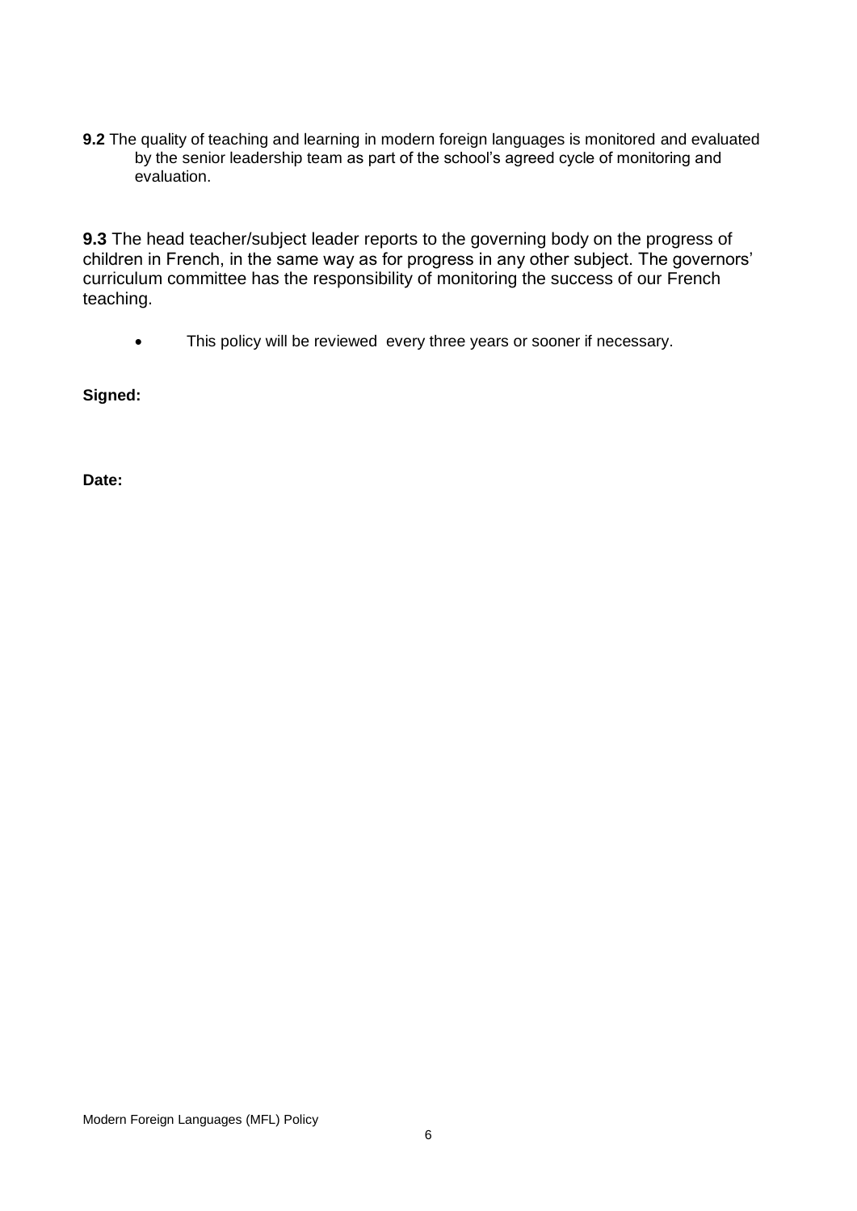**9.2** The quality of teaching and learning in modern foreign languages is monitored and evaluated by the senior leadership team as part of the school's agreed cycle of monitoring and evaluation.

**9.3** The head teacher/subject leader reports to the governing body on the progress of children in French, in the same way as for progress in any other subject. The governors' curriculum committee has the responsibility of monitoring the success of our French teaching.

- This policy will be reviewed every three years or sooner if necessary.

**Signed:**

**Date:**